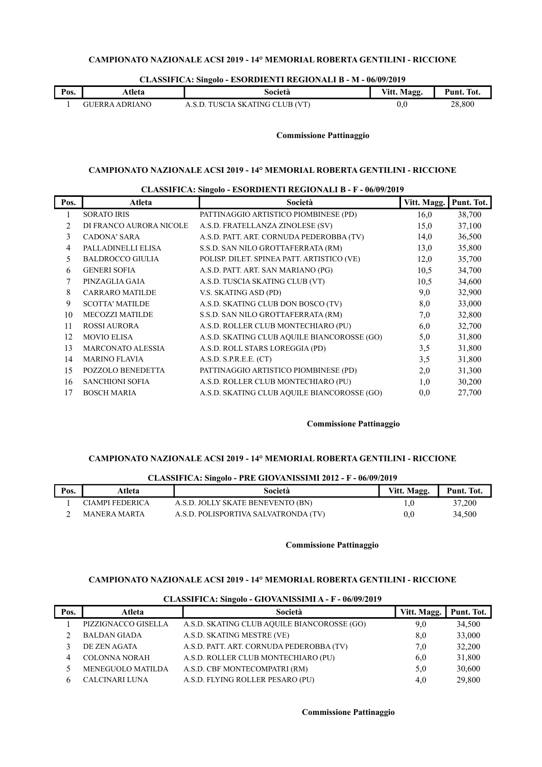**CAMPIONATO NAZIONALE ACSI 2019 - 14° MEMORIAL ROBERTA GENTILINI - RICCIONE**

**CLASSIFICA: Singolo - ESORDIENTI REGIONALI B - M - 06/09/2019**

| Pos. | Atleta | Società | Vitt. Magg. | Punt. Tot. |
|---|---|---|---|---|
| 1 | GUERRA ADRIANO | A.S.D. TUSCIA SKATING CLUB (VT) | 0,0 | 28,800 |

**Commissione Pattinaggio**

**CAMPIONATO NAZIONALE ACSI 2019 - 14° MEMORIAL ROBERTA GENTILINI - RICCIONE**

**CLASSIFICA: Singolo - ESORDIENTI REGIONALI B - F - 06/09/2019**

| Pos. | Atleta | Società | Vitt. Magg. | Punt. Tot. |
|---|---|---|---|---|
| 1 | SORATO IRIS | PATTINAGGIO ARTISTICO PIOMBINESE (PD) | 16,0 | 38,700 |
| 2 | DI FRANCO AURORA NICOLE | A.S.D. FRATELLANZA ZINOLESE (SV) | 15,0 | 37,100 |
| 3 | CADONA' SARA | A.S.D. PATT. ART. CORNUDA PEDEROBBA (TV) | 14,0 | 36,500 |
| 4 | PALLADINELLI ELISA | S.S.D. SAN NILO GROTTAFERRATA (RM) | 13,0 | 35,800 |
| 5 | BALDROCCO GIULIA | POLISP. DILET. SPINEA PATT. ARTISTICO (VE) | 12,0 | 35,700 |
| 6 | GENERI SOFIA | A.S.D. PATT. ART. SAN MARIANO (PG) | 10,5 | 34,700 |
| 7 | PINZAGLIA GAIA | A.S.D. TUSCIA SKATING CLUB (VT) | 10,5 | 34,600 |
| 8 | CARRARO MATILDE | V.S. SKATING ASD (PD) | 9,0 | 32,900 |
| 9 | SCOTTA' MATILDE | A.S.D. SKATING CLUB DON BOSCO (TV) | 8,0 | 33,000 |
| 10 | MECOZZI MATILDE | S.S.D. SAN NILO GROTTAFERRATA (RM) | 7,0 | 32,800 |
| 11 | ROSSI AURORA | A.S.D. ROLLER CLUB MONTECHIARO (PU) | 6,0 | 32,700 |
| 12 | MOVIO ELISA | A.S.D. SKATING CLUB AQUILE BIANCOROSSE (GO) | 5,0 | 31,800 |
| 13 | MARCONATO ALESSIA | A.S.D. ROLL STARS LOREGGIA (PD) | 3,5 | 31,800 |
| 14 | MARINO FLAVIA | A.S.D. S.P.R.E.E. (CT) | 3,5 | 31,800 |
| 15 | POZZOLO BENEDETTA | PATTINAGGIO ARTISTICO PIOMBINESE (PD) | 2,0 | 31,300 |
| 16 | SANCHIONI SOFIA | A.S.D. ROLLER CLUB MONTECHIARO (PU) | 1,0 | 30,200 |
| 17 | BOSCH MARIA | A.S.D. SKATING CLUB AQUILE BIANCOROSSE (GO) | 0,0 | 27,700 |

**Commissione Pattinaggio**

**CAMPIONATO NAZIONALE ACSI 2019 - 14° MEMORIAL ROBERTA GENTILINI - RICCIONE**

**CLASSIFICA: Singolo - PRE GIOVANISSIMI 2012 - F - 06/09/2019**

| Pos. | Atleta | Società | Vitt. Magg. | Punt. Tot. |
|---|---|---|---|---|
| 1 | CIAMPI FEDERICA | A.S.D. JOLLY SKATE BENEVENTO (BN) | 1,0 | 37,200 |
| 2 | MANERA MARTA | A.S.D. POLISPORTIVA SALVATRONDA (TV) | 0,0 | 34,500 |

**Commissione Pattinaggio**

**CAMPIONATO NAZIONALE ACSI 2019 - 14° MEMORIAL ROBERTA GENTILINI - RICCIONE**

**CLASSIFICA: Singolo - GIOVANISSIMI A - F - 06/09/2019**

| Pos. | Atleta | Società | Vitt. Magg. | Punt. Tot. |
|---|---|---|---|---|
| 1 | PIZZIGNACCO GISELLA | A.S.D. SKATING CLUB AQUILE BIANCOROSSE (GO) | 9,0 | 34,500 |
| 2 | BALDAN GIADA | A.S.D. SKATING MESTRE (VE) | 8,0 | 33,000 |
| 3 | DE ZEN AGATA | A.S.D. PATT. ART. CORNUDA PEDEROBBA (TV) | 7,0 | 32,200 |
| 4 | COLONNA NORAH | A.S.D. ROLLER CLUB MONTECHIARO (PU) | 6,0 | 31,800 |
| 5 | MENEGUOLO MATILDA | A.S.D. CBF MONTECOMPATRI (RM) | 5,0 | 30,600 |
| 6 | CALCINARI LUNA | A.S.D. FLYING ROLLER PESARO (PU) | 4,0 | 29,800 |

**Commissione Pattinaggio**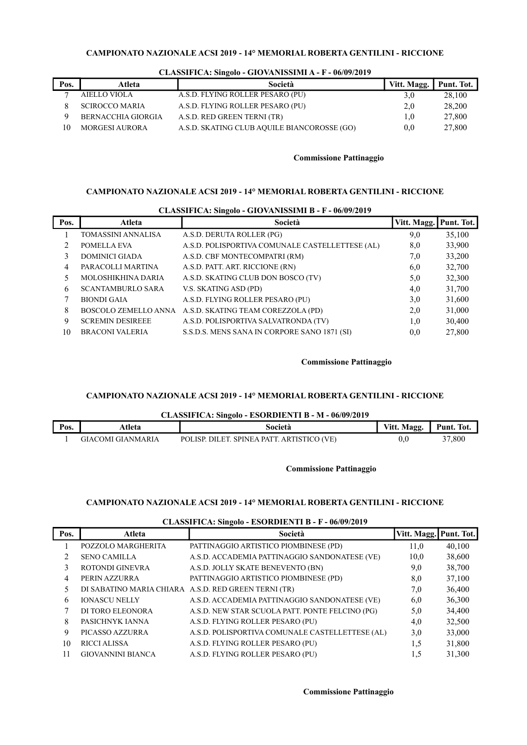**CAMPIONATO NAZIONALE ACSI 2019 - 14° MEMORIAL ROBERTA GENTILINI - RICCIONE**

**CLASSIFICA: Singolo - GIOVANISSIMI A - F - 06/09/2019**

| Pos. | Atleta | Società | Vitt. Magg. | Punt. Tot. |
|---|---|---|---|---|
| 7 | AIELLO VIOLA | A.S.D. FLYING ROLLER PESARO (PU) | 3,0 | 28,100 |
| 8 | SCIROCCO MARIA | A.S.D. FLYING ROLLER PESARO (PU) | 2,0 | 28,200 |
| 9 | BERNACCHIA GIORGIA | A.S.D. RED GREEN TERNI (TR) | 1,0 | 27,800 |
| 10 | MORGESI AURORA | A.S.D. SKATING CLUB AQUILE BIANCOROSSE (GO) | 0,0 | 27,800 |

**Commissione Pattinaggio**

**CAMPIONATO NAZIONALE ACSI 2019 - 14° MEMORIAL ROBERTA GENTILINI - RICCIONE**

**CLASSIFICA: Singolo - GIOVANISSIMI B - F - 06/09/2019**

| Pos. | Atleta | Società | Vitt. Magg. | Punt. Tot. |
|---|---|---|---|---|
| 1 | TOMASSINI ANNALISA | A.S.D. DERUTA ROLLER (PG) | 9,0 | 35,100 |
| 2 | POMELLA EVA | A.S.D. POLISPORTIVA COMUNALE CASTELLETTESE (AL) | 8,0 | 33,900 |
| 3 | DOMINICI GIADA | A.S.D. CBF MONTECOMPATRI (RM) | 7,0 | 33,200 |
| 4 | PARACOLLI MARTINA | A.S.D. PATT. ART. RICCIONE (RN) | 6,0 | 32,700 |
| 5 | MOLOSHIKHINA DARIA | A.S.D. SKATING CLUB DON BOSCO (TV) | 5,0 | 32,300 |
| 6 | SCANTAMBURLO SARA | V.S. SKATING ASD (PD) | 4,0 | 31,700 |
| 7 | BIONDI GAIA | A.S.D. FLYING ROLLER PESARO (PU) | 3,0 | 31,600 |
| 8 | BOSCOLO ZEMELLO ANNA | A.S.D. SKATING TEAM COREZZOLA (PD) | 2,0 | 31,000 |
| 9 | SCREMIN DESIREEE | A.S.D. POLISPORTIVA SALVATRONDA (TV) | 1,0 | 30,400 |
| 10 | BRACONI VALERIA | S.S.D.S. MENS SANA IN CORPORE SANO 1871 (SI) | 0,0 | 27,800 |

**Commissione Pattinaggio**

**CAMPIONATO NAZIONALE ACSI 2019 - 14° MEMORIAL ROBERTA GENTILINI - RICCIONE**

**CLASSIFICA: Singolo - ESORDIENTI B - M - 06/09/2019**

| Pos. | Atleta | Società | Vitt. Magg. | Punt. Tot. |
|---|---|---|---|---|
| 1 | GIACOMI GIANMARIA | POLISP. DILET. SPINEA PATT. ARTISTICO (VE) | 0,0 | 37,800 |

**Commissione Pattinaggio**

**CAMPIONATO NAZIONALE ACSI 2019 - 14° MEMORIAL ROBERTA GENTILINI - RICCIONE**

**CLASSIFICA: Singolo - ESORDIENTI B - F - 06/09/2019**

| Pos. | Atleta | Società | Vitt. Magg. | Punt. Tot. |
|---|---|---|---|---|
| 1 | POZZOLO MARGHERITA | PATTINAGGIO ARTISTICO PIOMBINESE (PD) | 11,0 | 40,100 |
| 2 | SENO CAMILLA | A.S.D. ACCADEMIA PATTINAGGIO SANDONATESE (VE) | 10,0 | 38,600 |
| 3 | ROTONDI GINEVRA | A.S.D. JOLLY SKATE BENEVENTO (BN) | 9,0 | 38,700 |
| 4 | PERIN AZZURRA | PATTINAGGIO ARTISTICO PIOMBINESE (PD) | 8,0 | 37,100 |
| 5 | DI SABATINO MARIA CHIARA | A.S.D. RED GREEN TERNI (TR) | 7,0 | 36,400 |
| 6 | IONASCU NELLY | A.S.D. ACCADEMIA PATTINAGGIO SANDONATESE (VE) | 6,0 | 36,300 |
| 7 | DI TORO ELEONORA | A.S.D. NEW STAR SCUOLA PATT. PONTE FELCINO (PG) | 5,0 | 34,400 |
| 8 | PASICHNYK IANNA | A.S.D. FLYING ROLLER PESARO (PU) | 4,0 | 32,500 |
| 9 | PICASSO AZZURRA | A.S.D. POLISPORTIVA COMUNALE CASTELLETTESE (AL) | 3,0 | 33,000 |
| 10 | RICCI ALISSA | A.S.D. FLYING ROLLER PESARO (PU) | 1,5 | 31,800 |
| 11 | GIOVANNINI BIANCA | A.S.D. FLYING ROLLER PESARO (PU) | 1,5 | 31,300 |

**Commissione Pattinaggio**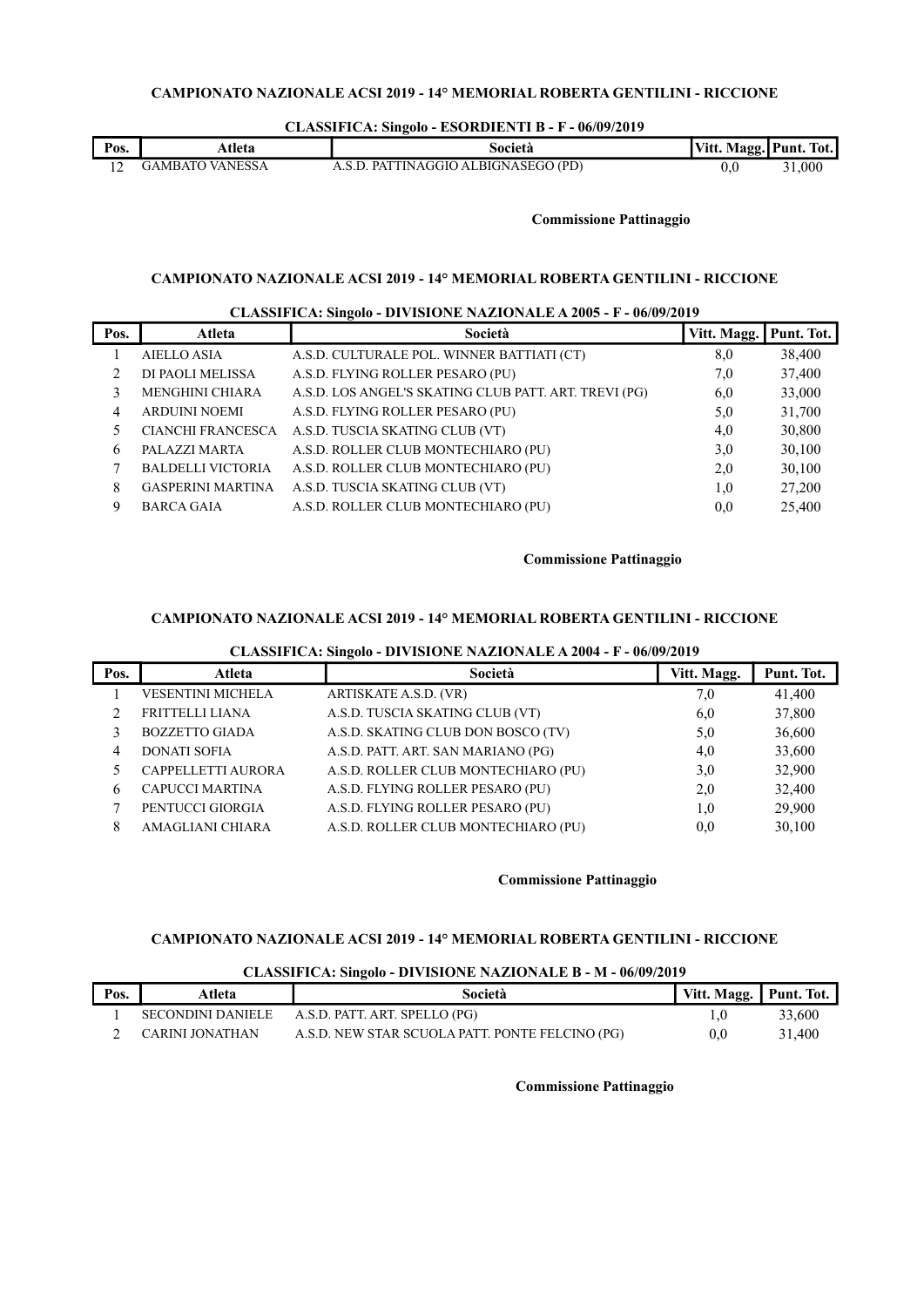**CAMPIONATO NAZIONALE ACSI 2019 - 14° MEMORIAL ROBERTA GENTILINI - RICCIONE**

**CLASSIFICA: Singolo - ESORDIENTI B - F - 06/09/2019**

| Pos. | Atleta | Società | Vitt. Magg. | Punt. Tot. |
|---|---|---|---|---|
| 12 | GAMBATO VANESSA | A.S.D. PATTINAGGIO ALBIGNASEGO (PD) | 0,0 | 31,000 |

**Commissione Pattinaggio**

**CAMPIONATO NAZIONALE ACSI 2019 - 14° MEMORIAL ROBERTA GENTILINI - RICCIONE**

**CLASSIFICA: Singolo - DIVISIONE NAZIONALE A 2005 - F - 06/09/2019**

| Pos. | Atleta | Società | Vitt. Magg. | Punt. Tot. |
|---|---|---|---|---|
| 1 | AIELLO ASIA | A.S.D. CULTURALE POL. WINNER BATTIATI (CT) | 8,0 | 38,400 |
| 2 | DI PAOLI MELISSA | A.S.D. FLYING ROLLER PESARO (PU) | 7,0 | 37,400 |
| 3 | MENGHINI CHIARA | A.S.D. LOS ANGEL'S SKATING CLUB PATT. ART. TREVI (PG) | 6,0 | 33,000 |
| 4 | ARDUINI NOEMI | A.S.D. FLYING ROLLER PESARO (PU) | 5,0 | 31,700 |
| 5 | CIANCHI FRANCESCA | A.S.D. TUSCIA SKATING CLUB (VT) | 4,0 | 30,800 |
| 6 | PALAZZI MARTA | A.S.D. ROLLER CLUB MONTECHIARO (PU) | 3,0 | 30,100 |
| 7 | BALDELLI VICTORIA | A.S.D. ROLLER CLUB MONTECHIARO (PU) | 2,0 | 30,100 |
| 8 | GASPERINI MARTINA | A.S.D. TUSCIA SKATING CLUB (VT) | 1,0 | 27,200 |
| 9 | BARCA GAIA | A.S.D. ROLLER CLUB MONTECHIARO (PU) | 0,0 | 25,400 |

**Commissione Pattinaggio**

**CAMPIONATO NAZIONALE ACSI 2019 - 14° MEMORIAL ROBERTA GENTILINI - RICCIONE**

**CLASSIFICA: Singolo - DIVISIONE NAZIONALE A 2004 - F - 06/09/2019**

| Pos. | Atleta | Società | Vitt. Magg. | Punt. Tot. |
|---|---|---|---|---|
| 1 | VESENTINI MICHELA | ARTISKATE A.S.D. (VR) | 7,0 | 41,400 |
| 2 | FRITTELLI LIANA | A.S.D. TUSCIA SKATING CLUB (VT) | 6,0 | 37,800 |
| 3 | BOZZETTO GIADA | A.S.D. SKATING CLUB DON BOSCO (TV) | 5,0 | 36,600 |
| 4 | DONATI SOFIA | A.S.D. PATT. ART. SAN MARIANO (PG) | 4,0 | 33,600 |
| 5 | CAPPELLETTI AURORA | A.S.D. ROLLER CLUB MONTECHIARO (PU) | 3,0 | 32,900 |
| 6 | CAPUCCI MARTINA | A.S.D. FLYING ROLLER PESARO (PU) | 2,0 | 32,400 |
| 7 | PENTUCCI GIORGIA | A.S.D. FLYING ROLLER PESARO (PU) | 1,0 | 29,900 |
| 8 | AMAGLIANI CHIARA | A.S.D. ROLLER CLUB MONTECHIARO (PU) | 0,0 | 30,100 |

**Commissione Pattinaggio**

**CAMPIONATO NAZIONALE ACSI 2019 - 14° MEMORIAL ROBERTA GENTILINI - RICCIONE**

**CLASSIFICA: Singolo - DIVISIONE NAZIONALE B - M - 06/09/2019**

| Pos. | Atleta | Società | Vitt. Magg. | Punt. Tot. |
|---|---|---|---|---|
| 1 | SECONDINI DANIELE | A.S.D. PATT. ART. SPELLO (PG) | 1,0 | 33,600 |
| 2 | CARINI JONATHAN | A.S.D. NEW STAR SCUOLA PATT. PONTE FELCINO (PG) | 0,0 | 31,400 |

**Commissione Pattinaggio**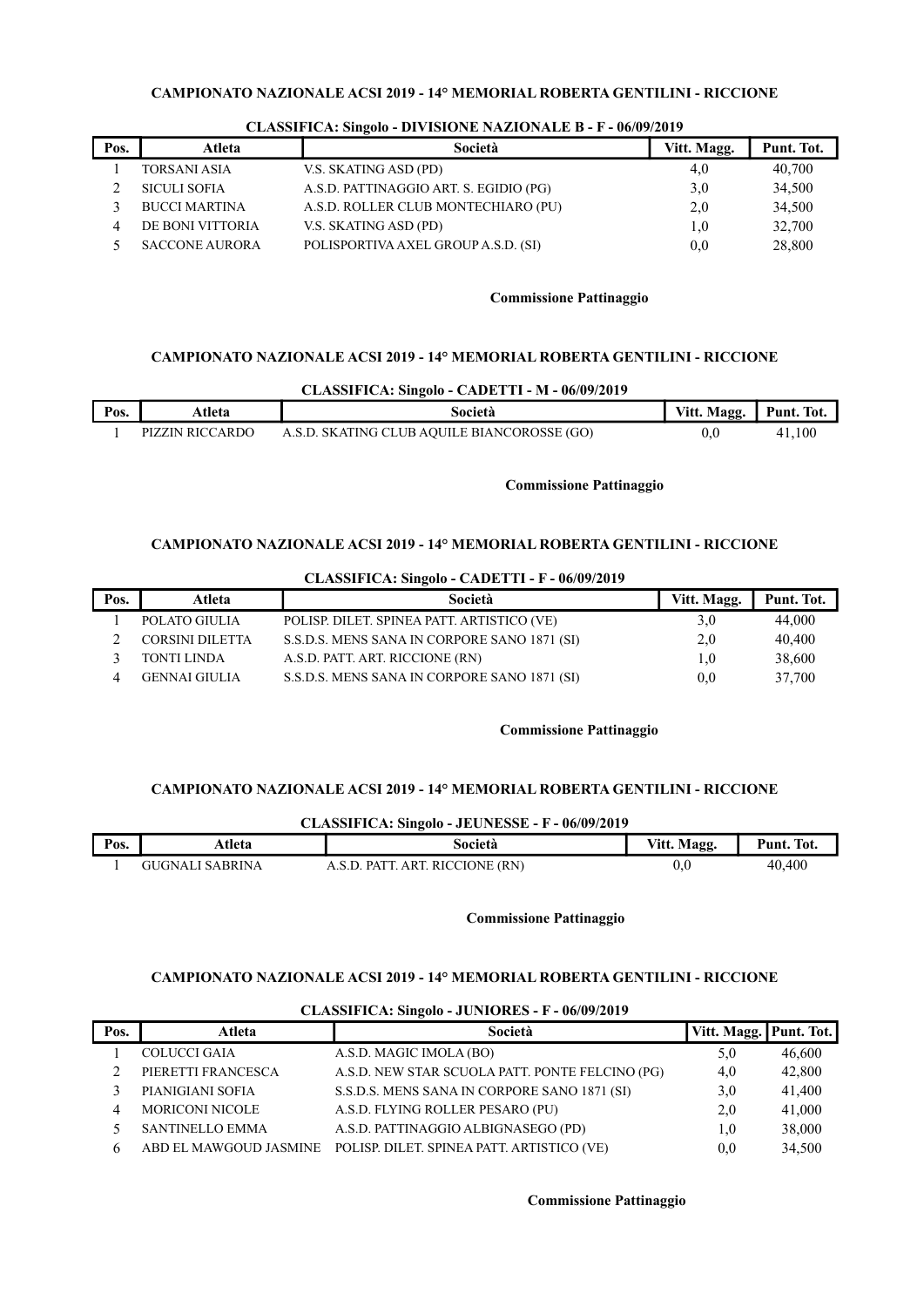**CAMPIONATO NAZIONALE ACSI 2019 - 14° MEMORIAL ROBERTA GENTILINI - RICCIONE**

**CLASSIFICA: Singolo - DIVISIONE NAZIONALE B - F - 06/09/2019**

| Pos. | Atleta | Società | Vitt. Magg. | Punt. Tot. |
|---|---|---|---|---|
| 1 | TORSANI ASIA | V.S. SKATING ASD (PD) | 4,0 | 40,700 |
| 2 | SICULI SOFIA | A.S.D. PATTINAGGIO ART. S. EGIDIO (PG) | 3,0 | 34,500 |
| 3 | BUCCI MARTINA | A.S.D. ROLLER CLUB MONTECHIARO (PU) | 2,0 | 34,500 |
| 4 | DE BONI VITTORIA | V.S. SKATING ASD (PD) | 1,0 | 32,700 |
| 5 | SACCONE AURORA | POLISPORTIVA AXEL GROUP A.S.D. (SI) | 0,0 | 28,800 |

**Commissione Pattinaggio**

**CAMPIONATO NAZIONALE ACSI 2019 - 14° MEMORIAL ROBERTA GENTILINI - RICCIONE**

**CLASSIFICA: Singolo - CADETTI - M - 06/09/2019**

| Pos. | Atleta | Società | Vitt. Magg. | Punt. Tot. |
|---|---|---|---|---|
| 1 | PIZZIN RICCARDO | A.S.D. SKATING CLUB AQUILE BIANCOROSSE (GO) | 0,0 | 41,100 |

**Commissione Pattinaggio**

**CAMPIONATO NAZIONALE ACSI 2019 - 14° MEMORIAL ROBERTA GENTILINI - RICCIONE**

**CLASSIFICA: Singolo - CADETTI - F - 06/09/2019**

| Pos. | Atleta | Società | Vitt. Magg. | Punt. Tot. |
|---|---|---|---|---|
| 1 | POLATO GIULIA | POLISP. DILET. SPINEA PATT. ARTISTICO (VE) | 3,0 | 44,000 |
| 2 | CORSINI DILETTA | S.S.D.S. MENS SANA IN CORPORE SANO 1871 (SI) | 2,0 | 40,400 |
| 3 | TONTI LINDA | A.S.D. PATT. ART. RICCIONE (RN) | 1,0 | 38,600 |
| 4 | GENNAI GIULIA | S.S.D.S. MENS SANA IN CORPORE SANO 1871 (SI) | 0,0 | 37,700 |

**Commissione Pattinaggio**

**CAMPIONATO NAZIONALE ACSI 2019 - 14° MEMORIAL ROBERTA GENTILINI - RICCIONE**

**CLASSIFICA: Singolo - JEUNESSE - F - 06/09/2019**

| Pos. | Atleta | Società | Vitt. Magg. | Punt. Tot. |
|---|---|---|---|---|
| 1 | GUGNALI SABRINA | A.S.D. PATT. ART. RICCIONE (RN) | 0,0 | 40,400 |

**Commissione Pattinaggio**

**CAMPIONATO NAZIONALE ACSI 2019 - 14° MEMORIAL ROBERTA GENTILINI - RICCIONE**

**CLASSIFICA: Singolo - JUNIORES - F - 06/09/2019**

| Pos. | Atleta | Società | Vitt. Magg. | Punt. Tot. |
|---|---|---|---|---|
| 1 | COLUCCI GAIA | A.S.D. MAGIC IMOLA (BO) | 5,0 | 46,600 |
| 2 | PIERETTI FRANCESCA | A.S.D. NEW STAR SCUOLA PATT. PONTE FELCINO (PG) | 4,0 | 42,800 |
| 3 | PIANIGIANI SOFIA | S.S.D.S. MENS SANA IN CORPORE SANO 1871 (SI) | 3,0 | 41,400 |
| 4 | MORICONI NICOLE | A.S.D. FLYING ROLLER PESARO (PU) | 2,0 | 41,000 |
| 5 | SANTINELLO EMMA | A.S.D. PATTINAGGIO ALBIGNASEGO (PD) | 1,0 | 38,000 |
| 6 | ABD EL MAWGOUD JASMINE | POLISP. DILET. SPINEA PATT. ARTISTICO (VE) | 0,0 | 34,500 |

**Commissione Pattinaggio**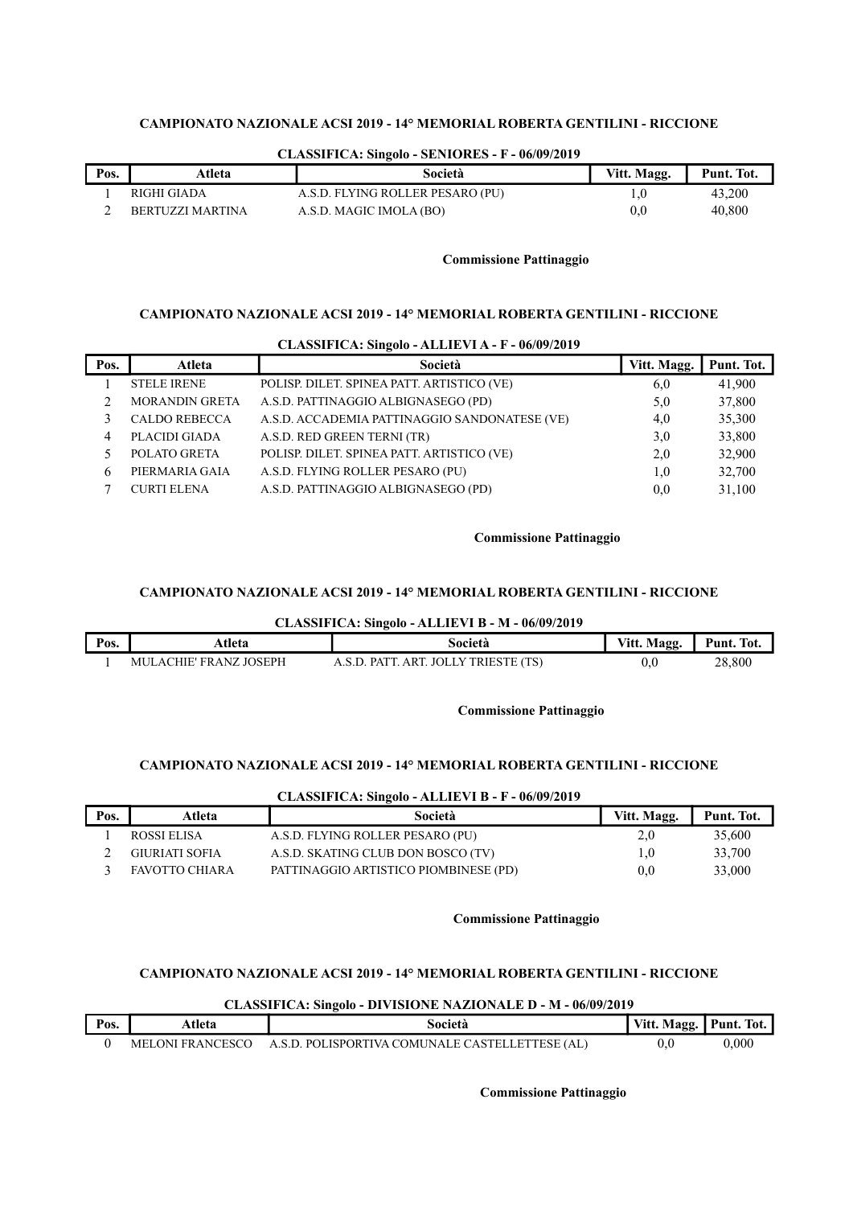**CAMPIONATO NAZIONALE ACSI 2019 - 14° MEMORIAL ROBERTA GENTILINI - RICCIONE**

**CLASSIFICA: Singolo - SENIORES - F - 06/09/2019**

| Pos. | Atleta | Società | Vitt. Magg. | Punt. Tot. |
|---|---|---|---|---|
| 1 | RIGHI GIADA | A.S.D. FLYING ROLLER PESARO (PU) | 1,0 | 43,200 |
| 2 | BERTUZZI MARTINA | A.S.D. MAGIC IMOLA (BO) | 0,0 | 40,800 |

**Commissione Pattinaggio**

**CAMPIONATO NAZIONALE ACSI 2019 - 14° MEMORIAL ROBERTA GENTILINI - RICCIONE**

**CLASSIFICA: Singolo - ALLIEVI A - F - 06/09/2019**

| Pos. | Atleta | Società | Vitt. Magg. | Punt. Tot. |
|---|---|---|---|---|
| 1 | STELE IRENE | POLISP. DILET. SPINEA PATT. ARTISTICO (VE) | 6,0 | 41,900 |
| 2 | MORANDIN GRETA | A.S.D. PATTINAGGIO ALBIGNASEGO (PD) | 5,0 | 37,800 |
| 3 | CALDO REBECCA | A.S.D. ACCADEMIA PATTINAGGIO SANDONATESE (VE) | 4,0 | 35,300 |
| 4 | PLACIDI GIADA | A.S.D. RED GREEN TERNI (TR) | 3,0 | 33,800 |
| 5 | POLATO GRETA | POLISP. DILET. SPINEA PATT. ARTISTICO (VE) | 2,0 | 32,900 |
| 6 | PIERMARIA GAIA | A.S.D. FLYING ROLLER PESARO (PU) | 1,0 | 32,700 |
| 7 | CURTI ELENA | A.S.D. PATTINAGGIO ALBIGNASEGO (PD) | 0,0 | 31,100 |

**Commissione Pattinaggio**

**CAMPIONATO NAZIONALE ACSI 2019 - 14° MEMORIAL ROBERTA GENTILINI - RICCIONE**

**CLASSIFICA: Singolo - ALLIEVI B - M - 06/09/2019**

| Pos. | Atleta | Società | Vitt. Magg. | Punt. Tot. |
|---|---|---|---|---|
| 1 | MULACHIE' FRANZ JOSEPH | A.S.D. PATT. ART. JOLLY TRIESTE (TS) | 0,0 | 28,800 |

**Commissione Pattinaggio**

**CAMPIONATO NAZIONALE ACSI 2019 - 14° MEMORIAL ROBERTA GENTILINI - RICCIONE**

**CLASSIFICA: Singolo - ALLIEVI B - F - 06/09/2019**

| Pos. | Atleta | Società | Vitt. Magg. | Punt. Tot. |
|---|---|---|---|---|
| 1 | ROSSI ELISA | A.S.D. FLYING ROLLER PESARO (PU) | 2,0 | 35,600 |
| 2 | GIURIATI SOFIA | A.S.D. SKATING CLUB DON BOSCO (TV) | 1,0 | 33,700 |
| 3 | FAVOTTO CHIARA | PATTINAGGIO ARTISTICO PIOMBINESE (PD) | 0,0 | 33,000 |

**Commissione Pattinaggio**

**CAMPIONATO NAZIONALE ACSI 2019 - 14° MEMORIAL ROBERTA GENTILINI - RICCIONE**

**CLASSIFICA: Singolo - DIVISIONE NAZIONALE D - M - 06/09/2019**

| Pos. | Atleta | Società | Vitt. Magg. | Punt. Tot. |
|---|---|---|---|---|
| 0 | MELONI FRANCESCO | A.S.D. POLISPORTIVA COMUNALE CASTELLETTESE (AL) | 0,0 | 0,000 |

**Commissione Pattinaggio**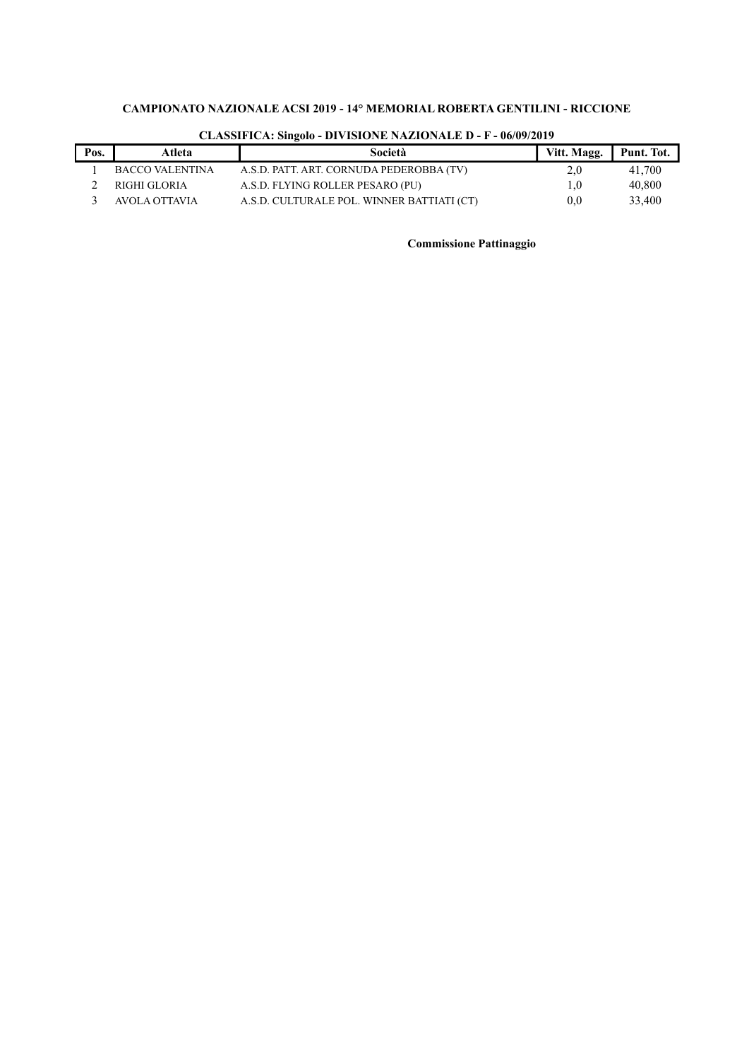**CAMPIONATO NAZIONALE ACSI 2019 - 14° MEMORIAL ROBERTA GENTILINI - RICCIONE**

**CLASSIFICA: Singolo - DIVISIONE NAZIONALE D - F - 06/09/2019**

| Pos. | Atleta | Società | Vitt. Magg. | Punt. Tot. |
|---|---|---|---|---|
| 1 | BACCO VALENTINA | A.S.D. PATT. ART. CORNUDA PEDEROBBA (TV) | 2,0 | 41,700 |
| 2 | RIGHI GLORIA | A.S.D. FLYING ROLLER PESARO (PU) | 1,0 | 40,800 |
| 3 | AVOLA OTTAVIA | A.S.D. CULTURALE POL. WINNER BATTIATI (CT) | 0,0 | 33,400 |

**Commissione Pattinaggio**